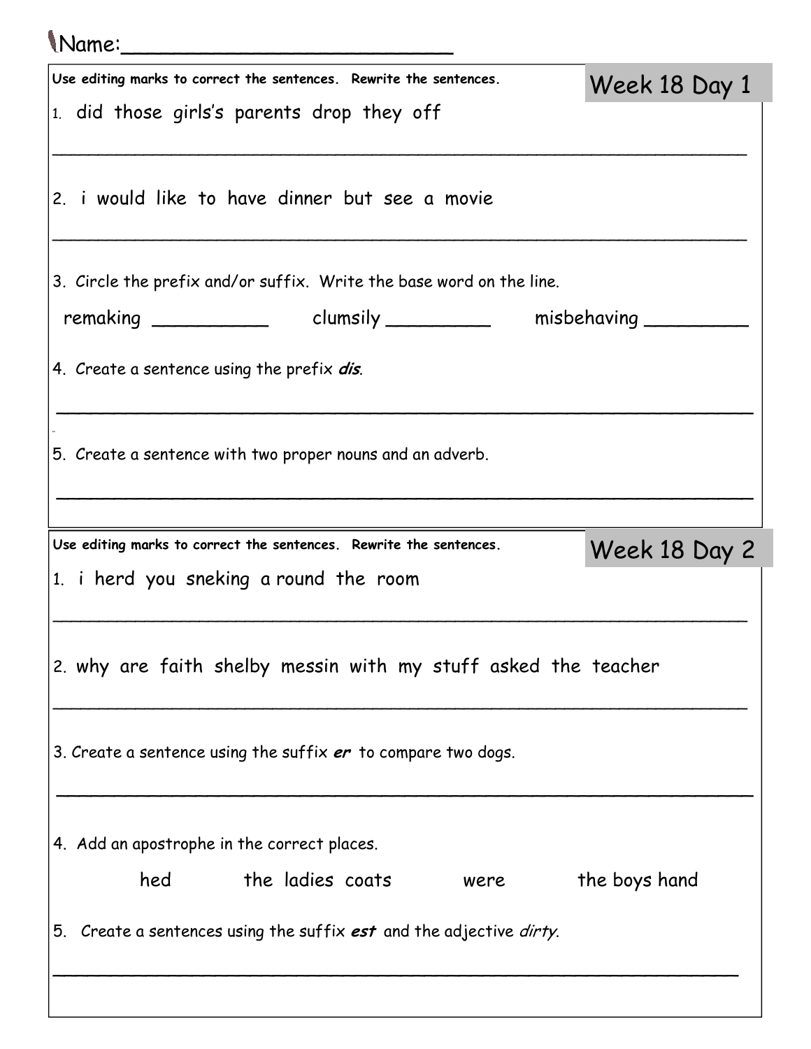Name:_________________________

## Week 18 Day 1

**Use editing marks to correct the sentences. Rewrite the sentences.**

1. did those girls's parents drop they off

_______________________________________________________________

2. i would like to have dinner but see a movie

_______________________________________________________________

3. Circle the prefix and/or suffix. Write the base word on the line.

remaking __________ clumsily _________ misbehaving _________

4. Create a sentence using the prefix ***dis***.

_______________________________________________________________

5. Create a sentence with two proper nouns and an adverb.

_______________________________________________________________

## Week 18 Day 2

**Use editing marks to correct the sentences. Rewrite the sentences.**

1. i herd you sneking a round the room

_______________________________________________________________

2. why are faith shelby messin with my stuff asked the teacher

_______________________________________________________________

3. Create a sentence using the suffix ***er*** to compare two dogs.

_______________________________________________________________

4. Add an apostrophe in the correct places.

hed the ladies coats were the boys hand

5. Create a sentences using the suffix ***est*** and the adjective *dirty*.

_______________________________________________________________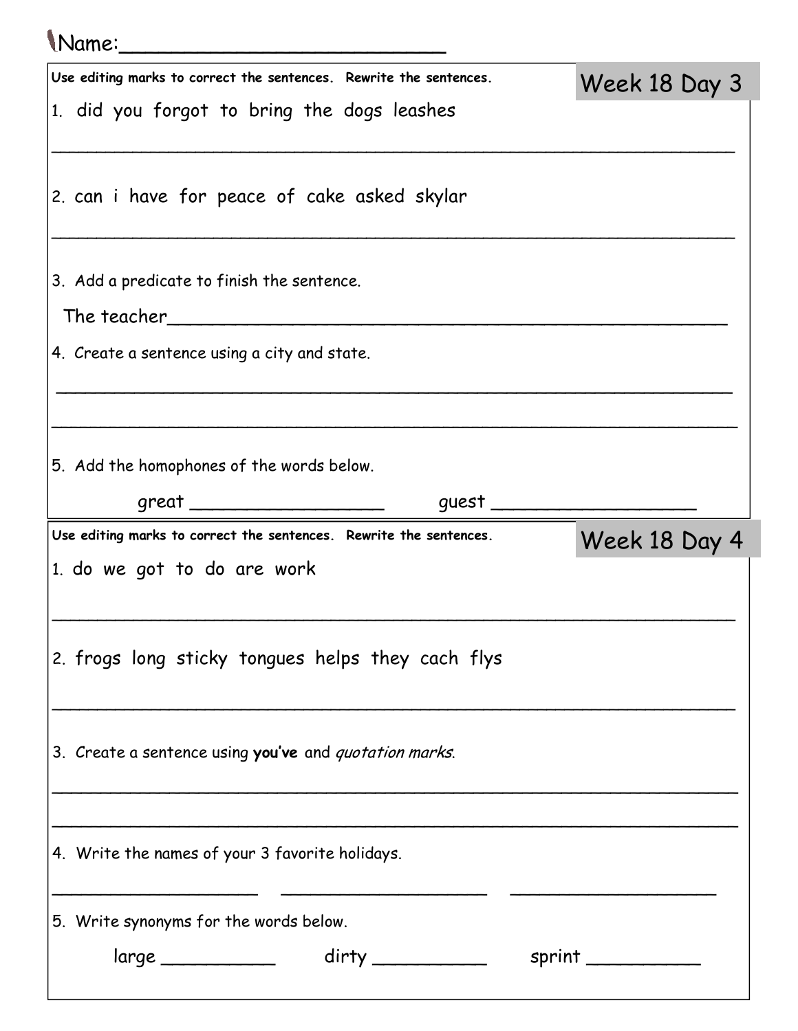Name:_______________________

## Week 18 Day 3

**Use editing marks to correct the sentences. Rewrite the sentences.**

1. did you forgot to bring the dogs leashes

_______________________________________________________________

2. can i have for peace of cake asked skylar

_______________________________________________________________

3. Add a predicate to finish the sentence.

The teacher_______________________________________________

4. Create a sentence using a city and state.

_______________________________________________________________

_______________________________________________________________

5. Add the homophones of the words below.

great _________________ guest _________________

## Week 18 Day 4

**Use editing marks to correct the sentences. Rewrite the sentences.**

1. do we got to do are work

_______________________________________________________________

2. frogs long sticky tongues helps they cach flys

_______________________________________________________________

3. Create a sentence using **you've** and *quotation marks*.

_______________________________________________________________

_______________________________________________________________

4. Write the names of your 3 favorite holidays.

____________________ ____________________ ____________________

5. Write synonyms for the words below.

large __________ dirty __________ sprint __________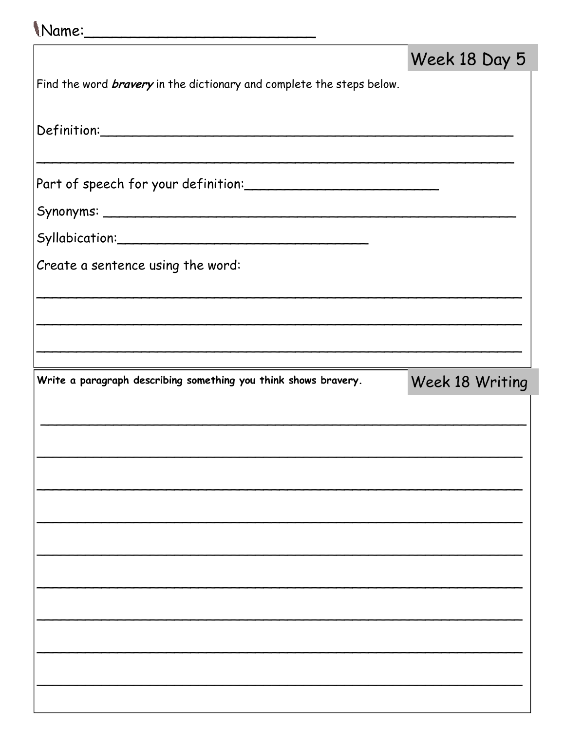Name:\_\_\_\_\_\_\_\_\_\_\_\_\_\_\_\_\_\_\_\_\_\_\_\_\_\_\_\_

## Week 18 Day 5

Find the word ***bravery*** in the dictionary and complete the steps below.

Definition:\_\_\_\_\_\_\_\_\_\_\_\_\_\_\_\_\_\_\_\_\_\_\_\_\_\_\_\_\_\_\_\_\_\_\_\_\_\_\_\_\_\_\_\_\_\_\_\_\_\_\_\_\_\_

\_\_\_\_\_\_\_\_\_\_\_\_\_\_\_\_\_\_\_\_\_\_\_\_\_\_\_\_\_\_\_\_\_\_\_\_\_\_\_\_\_\_\_\_\_\_\_\_\_\_\_\_\_\_\_\_\_\_\_\_\_\_

Part of speech for your definition:\_\_\_\_\_\_\_\_\_\_\_\_\_\_\_\_\_\_\_\_\_\_\_\_\_\_

Synonyms: \_\_\_\_\_\_\_\_\_\_\_\_\_\_\_\_\_\_\_\_\_\_\_\_\_\_\_\_\_\_\_\_\_\_\_\_\_\_\_\_\_\_\_\_\_\_\_\_\_\_\_\_\_\_

Syllabication:\_\_\_\_\_\_\_\_\_\_\_\_\_\_\_\_\_\_\_\_\_\_\_\_\_\_\_\_\_\_\_\_\_\_

Create a sentence using the word:

\_\_\_\_\_\_\_\_\_\_\_\_\_\_\_\_\_\_\_\_\_\_\_\_\_\_\_\_\_\_\_\_\_\_\_\_\_\_\_\_\_\_\_\_\_\_\_\_\_\_\_\_\_\_\_\_\_\_\_\_\_\_

\_\_\_\_\_\_\_\_\_\_\_\_\_\_\_\_\_\_\_\_\_\_\_\_\_\_\_\_\_\_\_\_\_\_\_\_\_\_\_\_\_\_\_\_\_\_\_\_\_\_\_\_\_\_\_\_\_\_\_\_\_\_

\_\_\_\_\_\_\_\_\_\_\_\_\_\_\_\_\_\_\_\_\_\_\_\_\_\_\_\_\_\_\_\_\_\_\_\_\_\_\_\_\_\_\_\_\_\_\_\_\_\_\_\_\_\_\_\_\_\_\_\_\_\_

## Week 18 Writing

**Write a paragraph describing something you think shows bravery.**

\_\_\_\_\_\_\_\_\_\_\_\_\_\_\_\_\_\_\_\_\_\_\_\_\_\_\_\_\_\_\_\_\_\_\_\_\_\_\_\_\_\_\_\_\_\_\_\_\_\_\_\_\_\_\_\_\_\_\_\_\_\_

\_\_\_\_\_\_\_\_\_\_\_\_\_\_\_\_\_\_\_\_\_\_\_\_\_\_\_\_\_\_\_\_\_\_\_\_\_\_\_\_\_\_\_\_\_\_\_\_\_\_\_\_\_\_\_\_\_\_\_\_\_\_

\_\_\_\_\_\_\_\_\_\_\_\_\_\_\_\_\_\_\_\_\_\_\_\_\_\_\_\_\_\_\_\_\_\_\_\_\_\_\_\_\_\_\_\_\_\_\_\_\_\_\_\_\_\_\_\_\_\_\_\_\_\_

\_\_\_\_\_\_\_\_\_\_\_\_\_\_\_\_\_\_\_\_\_\_\_\_\_\_\_\_\_\_\_\_\_\_\_\_\_\_\_\_\_\_\_\_\_\_\_\_\_\_\_\_\_\_\_\_\_\_\_\_\_\_

\_\_\_\_\_\_\_\_\_\_\_\_\_\_\_\_\_\_\_\_\_\_\_\_\_\_\_\_\_\_\_\_\_\_\_\_\_\_\_\_\_\_\_\_\_\_\_\_\_\_\_\_\_\_\_\_\_\_\_\_\_\_

\_\_\_\_\_\_\_\_\_\_\_\_\_\_\_\_\_\_\_\_\_\_\_\_\_\_\_\_\_\_\_\_\_\_\_\_\_\_\_\_\_\_\_\_\_\_\_\_\_\_\_\_\_\_\_\_\_\_\_\_\_\_

\_\_\_\_\_\_\_\_\_\_\_\_\_\_\_\_\_\_\_\_\_\_\_\_\_\_\_\_\_\_\_\_\_\_\_\_\_\_\_\_\_\_\_\_\_\_\_\_\_\_\_\_\_\_\_\_\_\_\_\_\_\_

\_\_\_\_\_\_\_\_\_\_\_\_\_\_\_\_\_\_\_\_\_\_\_\_\_\_\_\_\_\_\_\_\_\_\_\_\_\_\_\_\_\_\_\_\_\_\_\_\_\_\_\_\_\_\_\_\_\_\_\_\_\_

\_\_\_\_\_\_\_\_\_\_\_\_\_\_\_\_\_\_\_\_\_\_\_\_\_\_\_\_\_\_\_\_\_\_\_\_\_\_\_\_\_\_\_\_\_\_\_\_\_\_\_\_\_\_\_\_\_\_\_\_\_\_